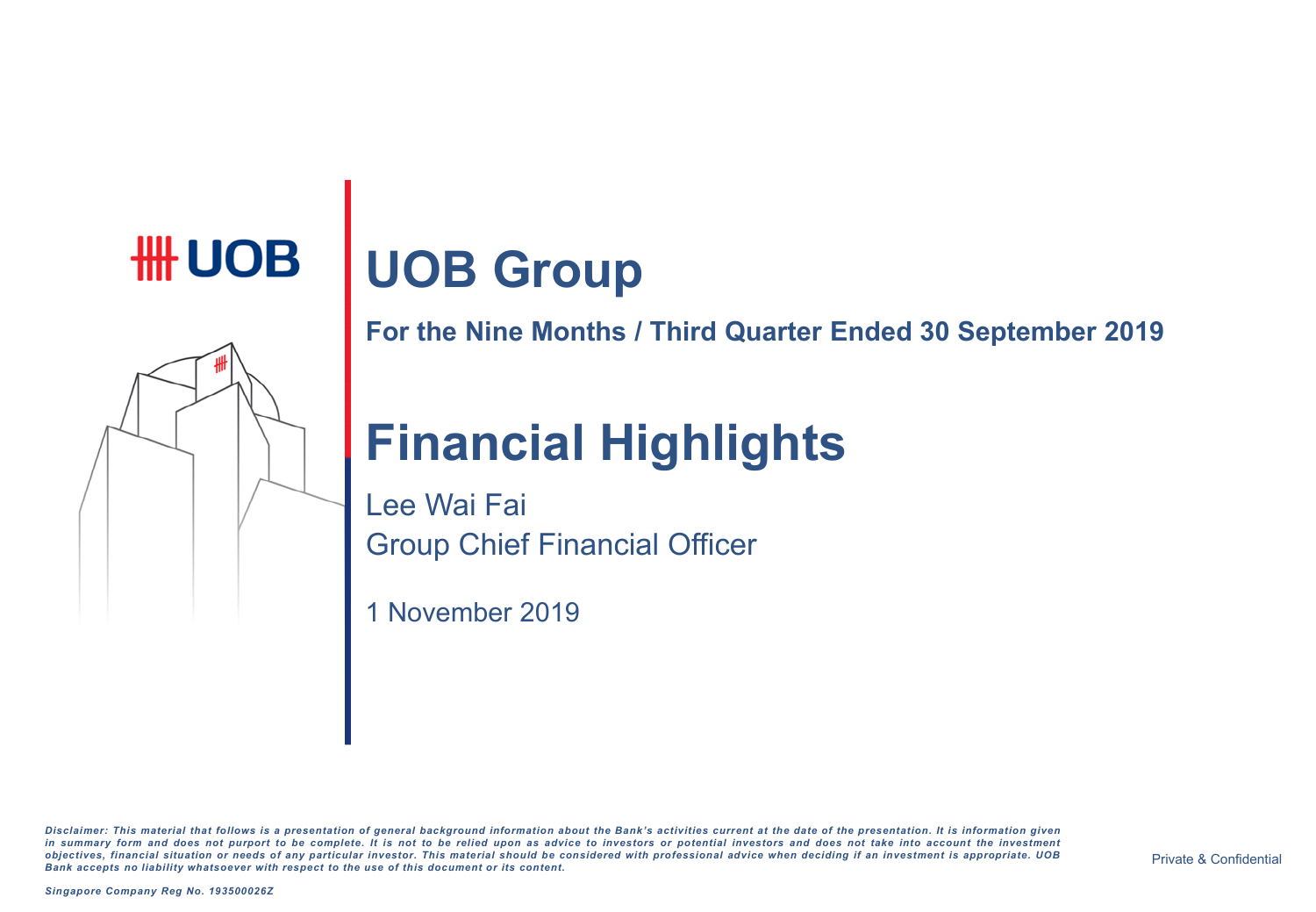UOB

# UOB Group

**For the Nine Months / Third Quarter Ended 30 September 2019**

# Financial Highlights

Lee Wai Fai
Group Chief Financial Officer

1 November 2019

*Disclaimer: This material that follows is a presentation of general background information about the Bank's activities current at the date of the presentation. It is information given in summary form and does not purport to be complete. It is not to be relied upon as advice to investors or potential investors and does not take into account the investment objectives, financial situation or needs of any particular investor. This material should be considered with professional advice when deciding if an investment is appropriate. UOB Bank accepts no liability whatsoever with respect to the use of this document or its content.*

*Singapore Company Reg No. 193500026Z*

Private & Confidential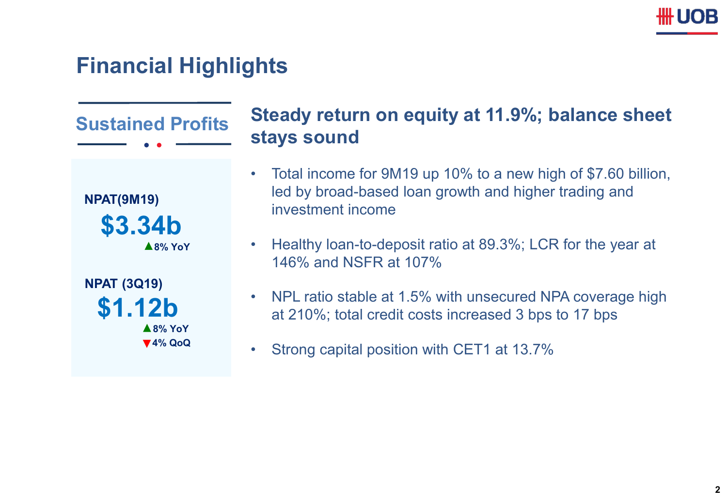# Financial Highlights

## Sustained Profits

**NPAT(9M19)**

**$3.34b**

▲8% YoY

**NPAT (3Q19)**

**$1.12b**

▲8% YoY

▼4% QoQ

## Steady return on equity at 11.9%; balance sheet stays sound

- Total income for 9M19 up 10% to a new high of $7.60 billion, led by broad-based loan growth and higher trading and investment income
- Healthy loan-to-deposit ratio at 89.3%; LCR for the year at 146% and NSFR at 107%
- NPL ratio stable at 1.5% with unsecured NPA coverage high at 210%; total credit costs increased 3 bps to 17 bps
- Strong capital position with CET1 at 13.7%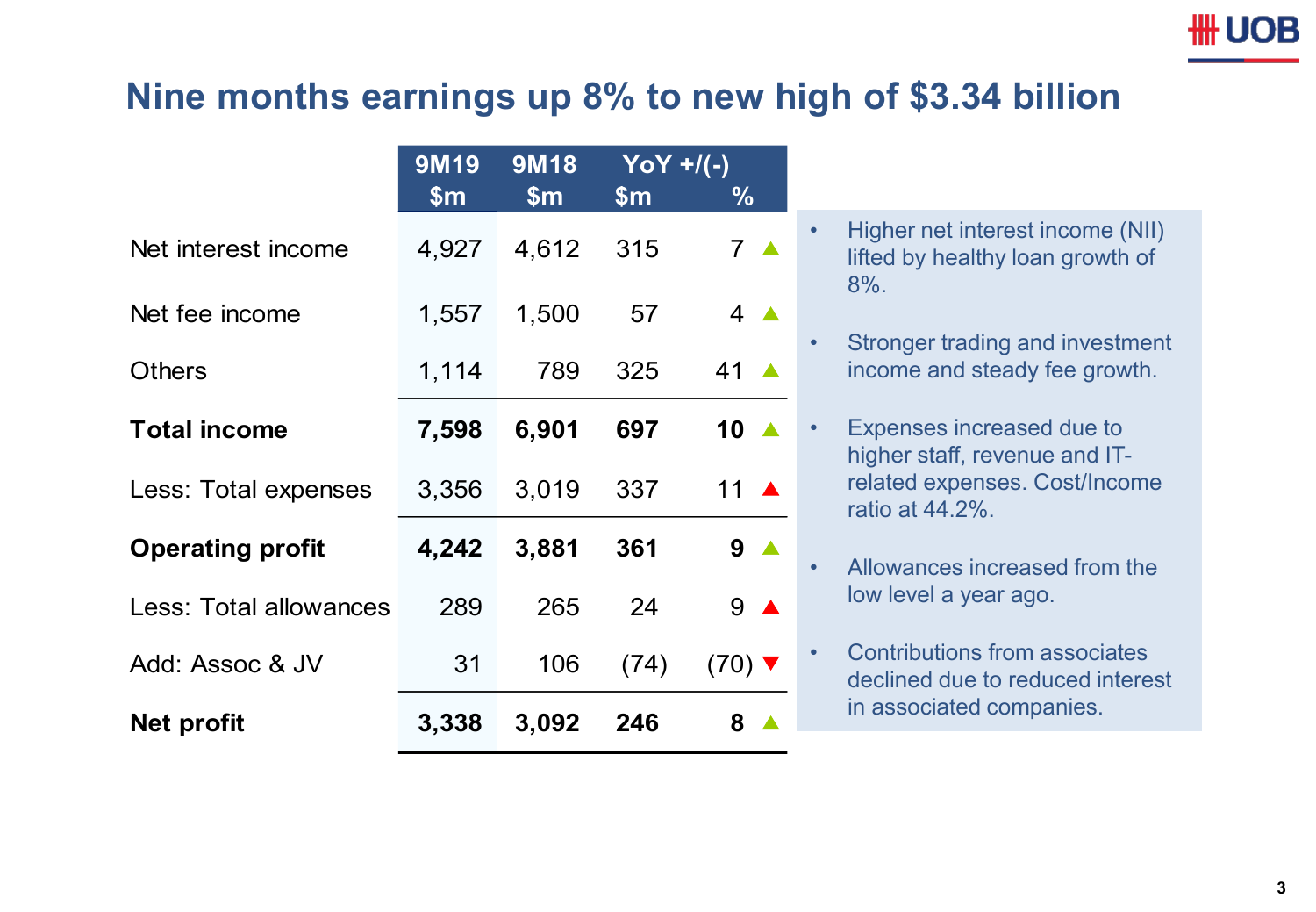# Nine months earnings up 8% to new high of $3.34 billion

| | 9M19 $m | 9M18 $m | YoY +/(-) $m | % |
|---|---|---|---|---|
| Net interest income | 4,927 | 4,612 | 315 | 7 ▲ |
| Net fee income | 1,557 | 1,500 | 57 | 4 ▲ |
| Others | 1,114 | 789 | 325 | 41 ▲ |
| **Total income** | **7,598** | **6,901** | **697** | **10** ▲ |
| Less: Total expenses | 3,356 | 3,019 | 337 | 11 ▲ |
| **Operating profit** | **4,242** | **3,881** | **361** | **9** ▲ |
| Less: Total allowances | 289 | 265 | 24 | 9 ▲ |
| Add: Assoc & JV | 31 | 106 | (74) | (70) ▼ |
| **Net profit** | **3,338** | **3,092** | **246** | **8** ▲ |

- Higher net interest income (NII) lifted by healthy loan growth of 8%.
- Stronger trading and investment income and steady fee growth.
- Expenses increased due to higher staff, revenue and IT-related expenses. Cost/Income ratio at 44.2%.
- Allowances increased from the low level a year ago.
- Contributions from associates declined due to reduced interest in associated companies.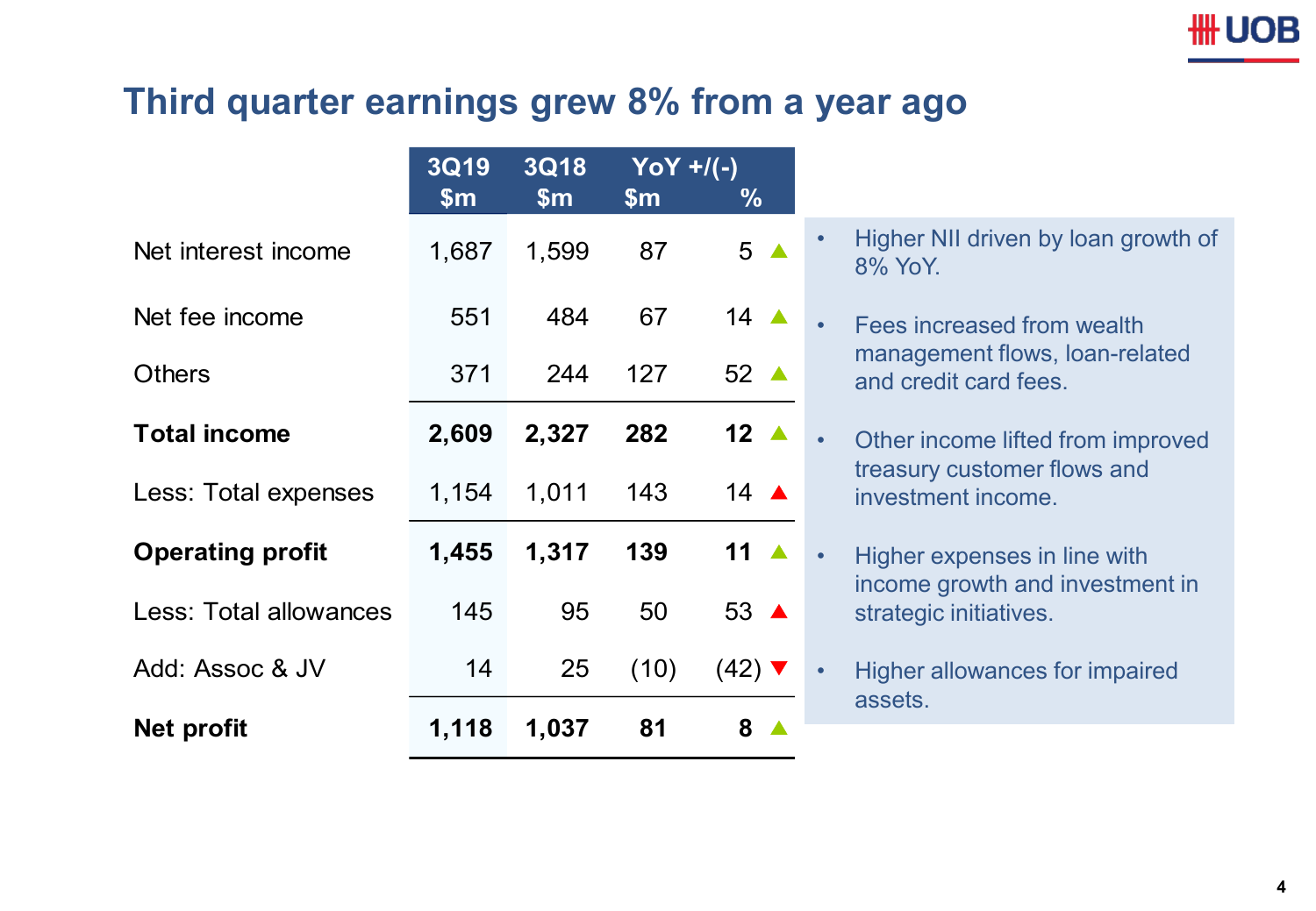# Third quarter earnings grew 8% from a year ago

| | 3Q19 $m | 3Q18 $m | YoY +/(-) $m | YoY +/(-) % |
|---|---|---|---|---|
| Net interest income | 1,687 | 1,599 | 87 | 5 ▲ |
| Net fee income | 551 | 484 | 67 | 14 ▲ |
| Others | 371 | 244 | 127 | 52 ▲ |
| **Total income** | **2,609** | **2,327** | **282** | **12** ▲ |
| Less: Total expenses | 1,154 | 1,011 | 143 | 14 ▲ |
| **Operating profit** | **1,455** | **1,317** | **139** | **11** ▲ |
| Less: Total allowances | 145 | 95 | 50 | 53 ▲ |
| Add: Assoc & JV | 14 | 25 | (10) | (42) ▼ |
| **Net profit** | **1,118** | **1,037** | **81** | **8** ▲ |

- Higher NII driven by loan growth of 8% YoY.
- Fees increased from wealth management flows, loan-related and credit card fees.
- Other income lifted from improved treasury customer flows and investment income.
- Higher expenses in line with income growth and investment in strategic initiatives.
- Higher allowances for impaired assets.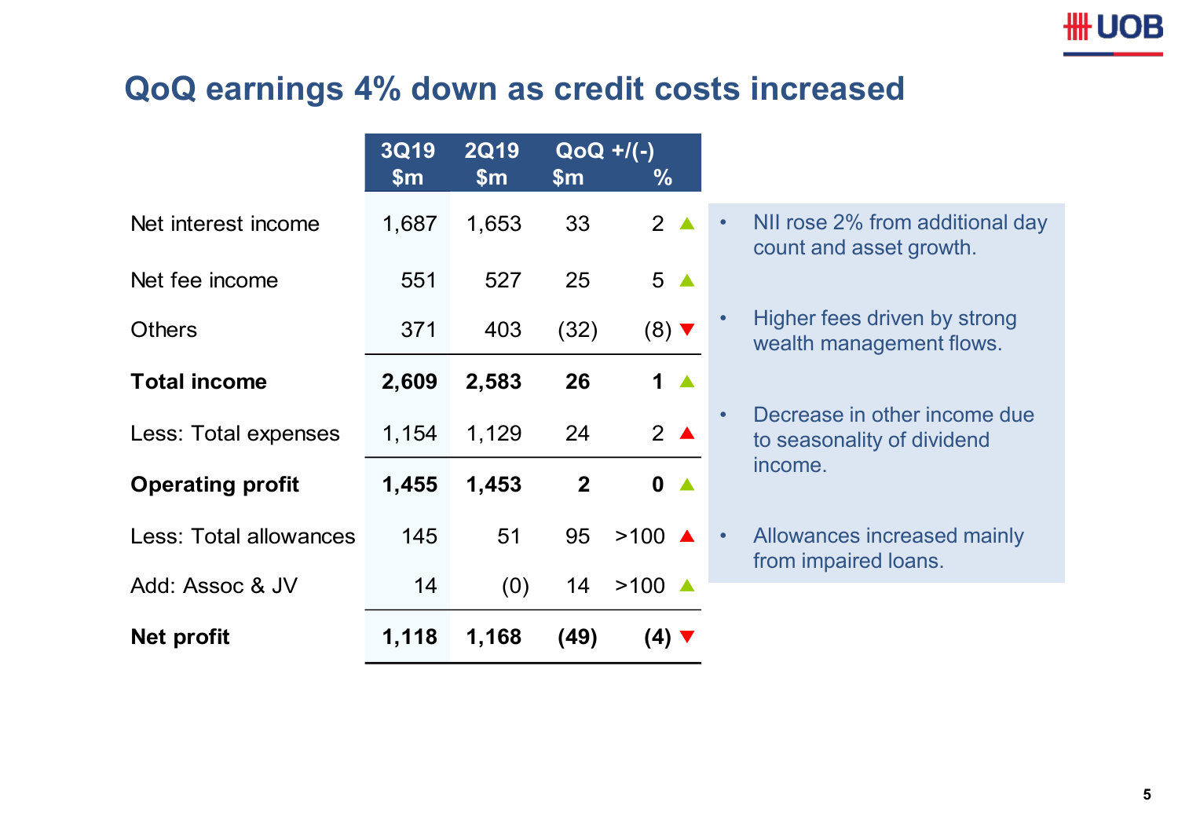# QoQ earnings 4% down as credit costs increased

| | 3Q19 $m | 2Q19 $m | QoQ +/(-) $m | % |
|---|---|---|---|---|
| Net interest income | 1,687 | 1,653 | 33 | 2 ▲ |
| Net fee income | 551 | 527 | 25 | 5 ▲ |
| Others | 371 | 403 | (32) | (8) ▼ |
| **Total income** | **2,609** | **2,583** | **26** | **1** ▲ |
| Less: Total expenses | 1,154 | 1,129 | 24 | 2 ▲ |
| **Operating profit** | **1,455** | **1,453** | **2** | **0** ▲ |
| Less: Total allowances | 145 | 51 | 95 | >100 ▲ |
| Add: Assoc & JV | 14 | (0) | 14 | >100 ▲ |
| **Net profit** | **1,118** | **1,168** | **(49)** | **(4)** ▼ |

- NII rose 2% from additional day count and asset growth.
- Higher fees driven by strong wealth management flows.
- Decrease in other income due to seasonality of dividend income.
- Allowances increased mainly from impaired loans.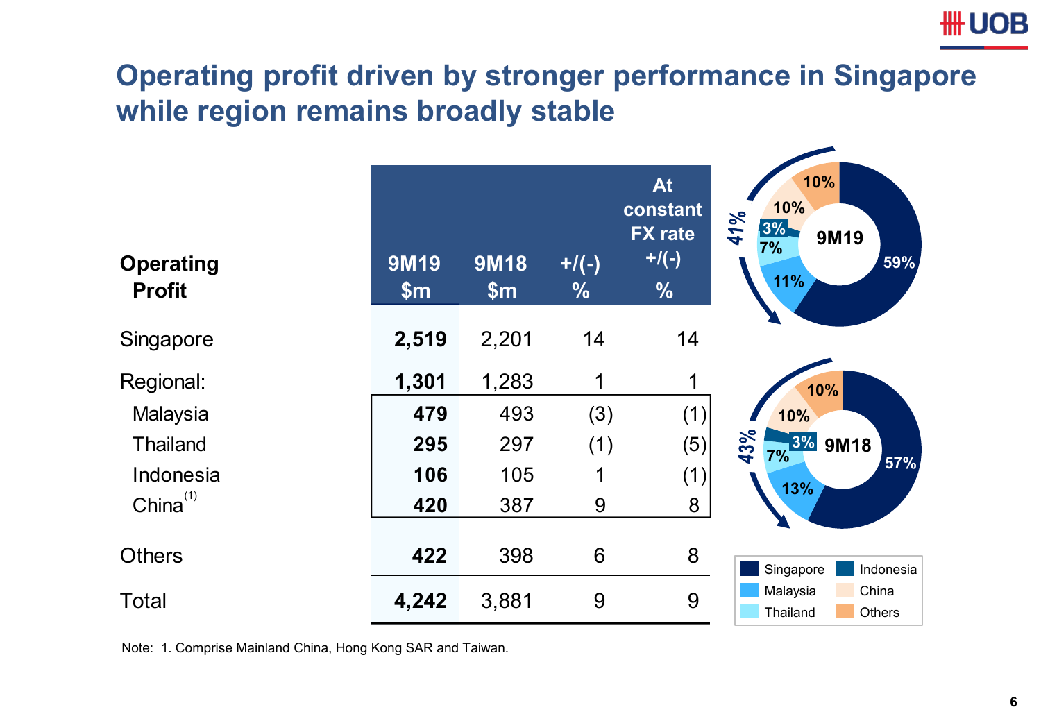# Operating profit driven by stronger performance in Singapore while region remains broadly stable

| Operating Profit | 9M19 $m | 9M18 $m | +/(-) % | At constant FX rate +/(-) % |
|---|---|---|---|---|
| Singapore | **2,519** | 2,201 | 14 | 14 |
| Regional: | **1,301** | 1,283 | 1 | 1 |
| Malaysia | **479** | 493 | (3) | (1) |
| Thailand | **295** | 297 | (1) | (5) |
| Indonesia | **106** | 105 | 1 | (1) |
| China[(1)] | **420** | 387 | 9 | 8 |
| Others | **422** | 398 | 6 | 8 |
| Total | **4,242** | 3,881 | 9 | 9 |

**9M19:** Singapore 59%, Malaysia 11%, Thailand 7%, Indonesia 3%, China 10%, Others 10% (41% outside Singapore)

**9M18:** Singapore 57%, Malaysia 13%, Thailand 7%, Indonesia 3%, China 10%, Others 10% (43% outside Singapore)

Note: 1. Comprise Mainland China, Hong Kong SAR and Taiwan.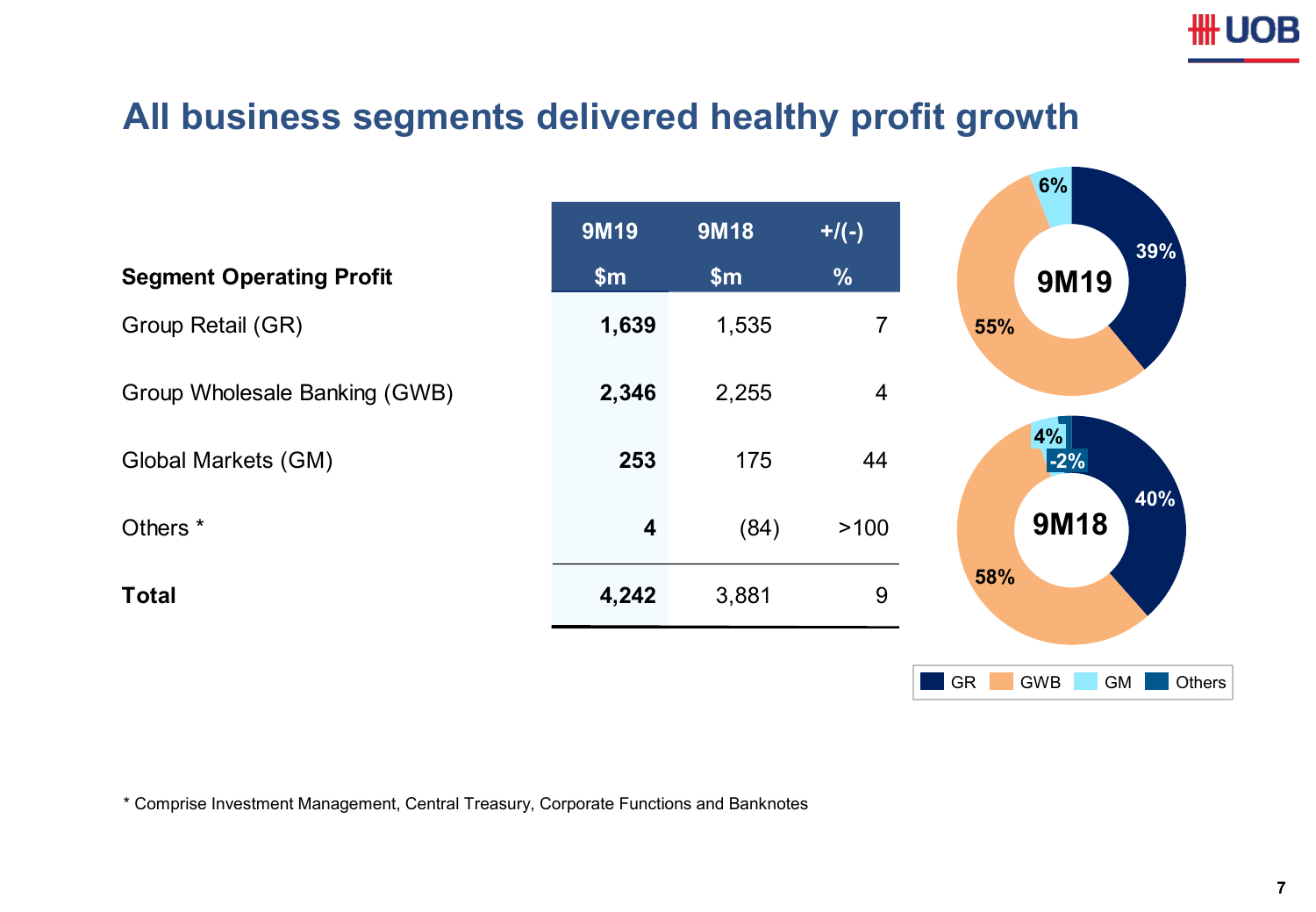# All business segments delivered healthy profit growth

| Segment Operating Profit | 9M19<br>$m | 9M18<br>$m | +/(-)<br>% |
|---|---|---|---|
| Group Retail (GR) | **1,639** | 1,535 | 7 |
| Group Wholesale Banking (GWB) | **2,346** | 2,255 | 4 |
| Global Markets (GM) | **253** | 175 | 44 |
| Others * | **4** | (84) | >100 |
| **Total** | **4,242** | 3,881 | 9 |

**9M19**: GR 39%, GWB 55%, GM 6%

**9M18**: GR 40%, GWB 58%, GM 4%, Others -2%

\* Comprise Investment Management, Central Treasury, Corporate Functions and Banknotes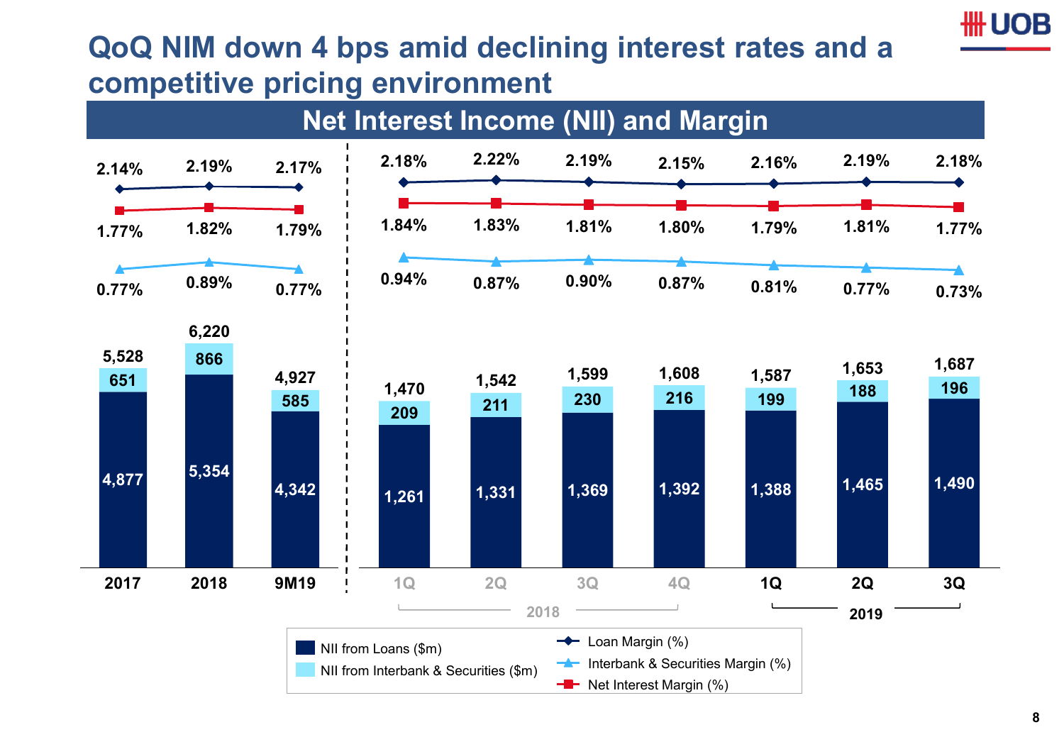# QoQ NIM down 4 bps amid declining interest rates and a competitive pricing environment

## Net Interest Income (NII) and Margin

| | 2017 | 2018 | 9M19 | 1Q18 | 2Q18 | 3Q18 | 4Q18 | 1Q19 | 2Q19 | 3Q19 |
|---|---|---|---|---|---|---|---|---|---|---|
| Loan Margin (%) | 2.14% | 2.19% | 2.17% | 2.18% | 2.22% | 2.19% | 2.15% | 2.16% | 2.19% | 2.18% |
| Net Interest Margin (%) | 1.77% | 1.82% | 1.79% | 1.84% | 1.83% | 1.81% | 1.80% | 1.79% | 1.81% | 1.77% |
| Interbank & Securities Margin (%) | 0.77% | 0.89% | 0.77% | 0.94% | 0.87% | 0.90% | 0.87% | 0.81% | 0.77% | 0.73% |
| NII from Loans ($m) | 4,877 | 5,354 | 4,342 | 1,261 | 1,331 | 1,369 | 1,392 | 1,388 | 1,465 | 1,490 |
| NII from Interbank & Securities ($m) | 651 | 866 | 585 | 209 | 211 | 230 | 216 | 199 | 188 | 196 |
| Total NII ($m) | 5,528 | 6,220 | 4,927 | 1,470 | 1,542 | 1,599 | 1,608 | 1,587 | 1,653 | 1,687 |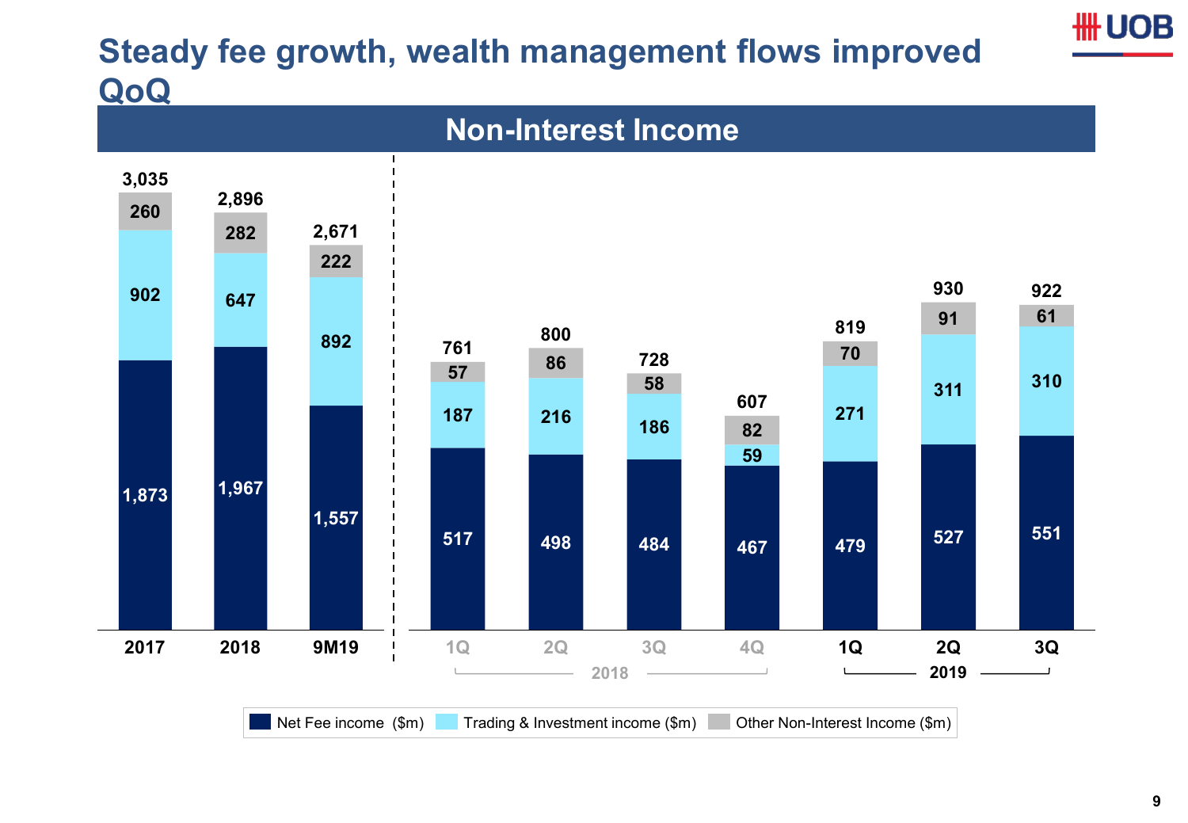# Steady fee growth, wealth management flows improved QoQ

## Non-Interest Income

| | 2017 | 2018 | 9M19 | 1Q 2018 | 2Q 2018 | 3Q 2018 | 4Q 2018 | 1Q 2019 | 2Q 2019 | 3Q 2019 |
|---|---|---|---|---|---|---|---|---|---|---|
| Net Fee income ($m) | 1,873 | 1,967 | 1,557 | 517 | 498 | 484 | 467 | 479 | 527 | 551 |
| Trading & Investment income ($m) | 902 | 647 | 892 | 187 | 216 | 186 | 59 | 271 | 311 | 310 |
| Other Non-Interest Income ($m) | 260 | 282 | 222 | 57 | 86 | 58 | 82 | 70 | 91 | 61 |
| Total | 3,035 | 2,896 | 2,671 | 761 | 800 | 728 | 607 | 819 | 930 | 922 |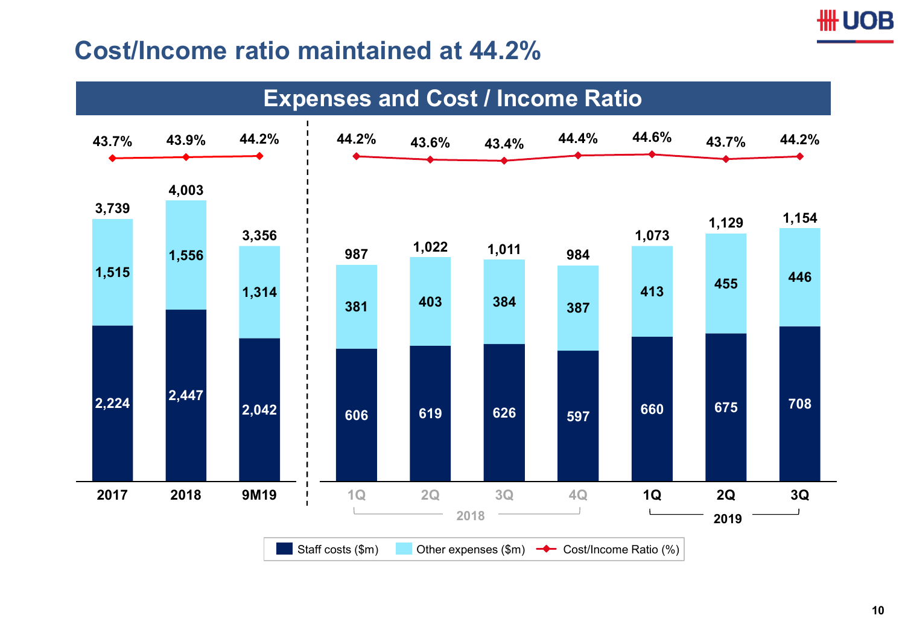# Cost/Income ratio maintained at 44.2%

## Expenses and Cost / Income Ratio

| | 2017 | 2018 | 9M19 | 1Q 2018 | 2Q 2018 | 3Q 2018 | 4Q 2018 | 1Q 2019 | 2Q 2019 | 3Q 2019 |
|---|---|---|---|---|---|---|---|---|---|---|
| Staff costs ($m) | 2,224 | 2,447 | 2,042 | 606 | 619 | 626 | 597 | 660 | 675 | 708 |
| Other expenses ($m) | 1,515 | 1,556 | 1,314 | 381 | 403 | 384 | 387 | 413 | 455 | 446 |
| Total | 3,739 | 4,003 | 3,356 | 987 | 1,022 | 1,011 | 984 | 1,073 | 1,129 | 1,154 |
| Cost/Income Ratio (%) | 43.7% | 43.9% | 44.2% | 44.2% | 43.6% | 43.4% | 44.4% | 44.6% | 43.7% | 44.2% |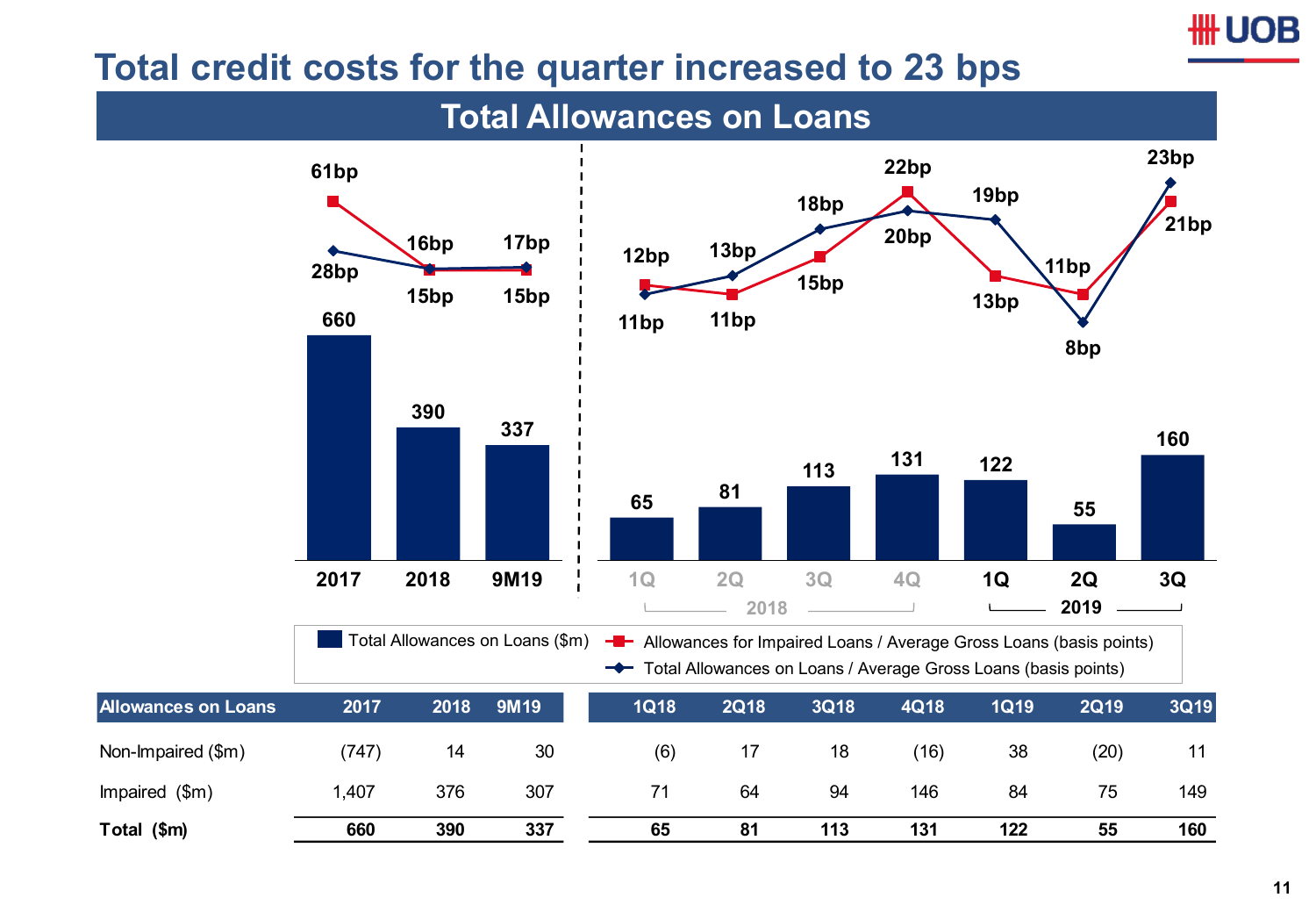# Total credit costs for the quarter increased to 23 bps

## Total Allowances on Loans

| | 2017 | 2018 | 9M19 | 1Q18 | 2Q18 | 3Q18 | 4Q18 | 1Q19 | 2Q19 | 3Q19 |
|---|---|---|---|---|---|---|---|---|---|---|
| Total Allowances on Loans ($m) | 660 | 390 | 337 | 65 | 81 | 113 | 131 | 122 | 55 | 160 |
| Allowances for Impaired Loans / Average Gross Loans (basis points) | 61bp | 15bp | 15bp | 12bp | 11bp | 15bp | 22bp | 13bp | 11bp | 21bp |
| Total Allowances on Loans / Average Gross Loans (basis points) | 28bp | 16bp | 17bp | 11bp | 13bp | 18bp | 20bp | 19bp | 8bp | 23bp |

| Allowances on Loans | 2017 | 2018 | 9M19 | 1Q18 | 2Q18 | 3Q18 | 4Q18 | 1Q19 | 2Q19 | 3Q19 |
|---|---|---|---|---|---|---|---|---|---|---|
| Non-Impaired ($m) | (747) | 14 | 30 | (6) | 17 | 18 | (16) | 38 | (20) | 11 |
| Impaired ($m) | 1,407 | 376 | 307 | 71 | 64 | 94 | 146 | 84 | 75 | 149 |
| **Total ($m)** | **660** | **390** | **337** | **65** | **81** | **113** | **131** | **122** | **55** | **160** |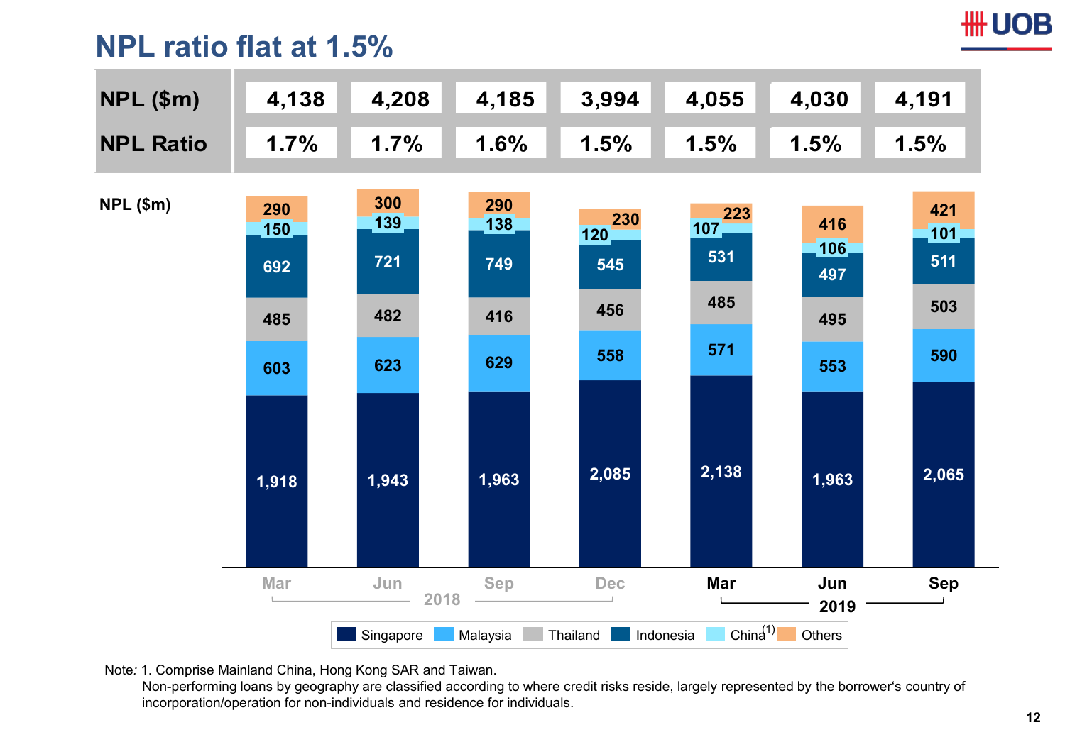# NPL ratio flat at 1.5%

| | Mar 2018 | Jun 2018 | Sep 2018 | Dec 2018 | Mar 2019 | Jun 2019 | Sep 2019 |
|---|---|---|---|---|---|---|---|
| **NPL ($m)** | 4,138 | 4,208 | 4,185 | 3,994 | 4,055 | 4,030 | 4,191 |
| **NPL Ratio** | 1.7% | 1.7% | 1.6% | 1.5% | 1.5% | 1.5% | 1.5% |

NPL ($m)

| | Mar 2018 | Jun 2018 | Sep 2018 | Dec 2018 | Mar 2019 | Jun 2019 | Sep 2019 |
|---|---|---|---|---|---|---|---|
| Singapore | 1,918 | 1,943 | 1,963 | 2,085 | 2,138 | 1,963 | 2,065 |
| Malaysia | 603 | 623 | 629 | 558 | 571 | 553 | 590 |
| Thailand | 485 | 482 | 416 | 456 | 485 | 495 | 503 |
| Indonesia | 692 | 721 | 749 | 545 | 531 | 497 | 511 |
| China[1] | 150 | 139 | 138 | 120 | 107 | 106 | 101 |
| Others | 290 | 300 | 290 | 230 | 223 | 416 | 421 |

Note: 1. Comprise Mainland China, Hong Kong SAR and Taiwan.
Non-performing loans by geography are classified according to where credit risks reside, largely represented by the borrower's country of incorporation/operation for non-individuals and residence for individuals.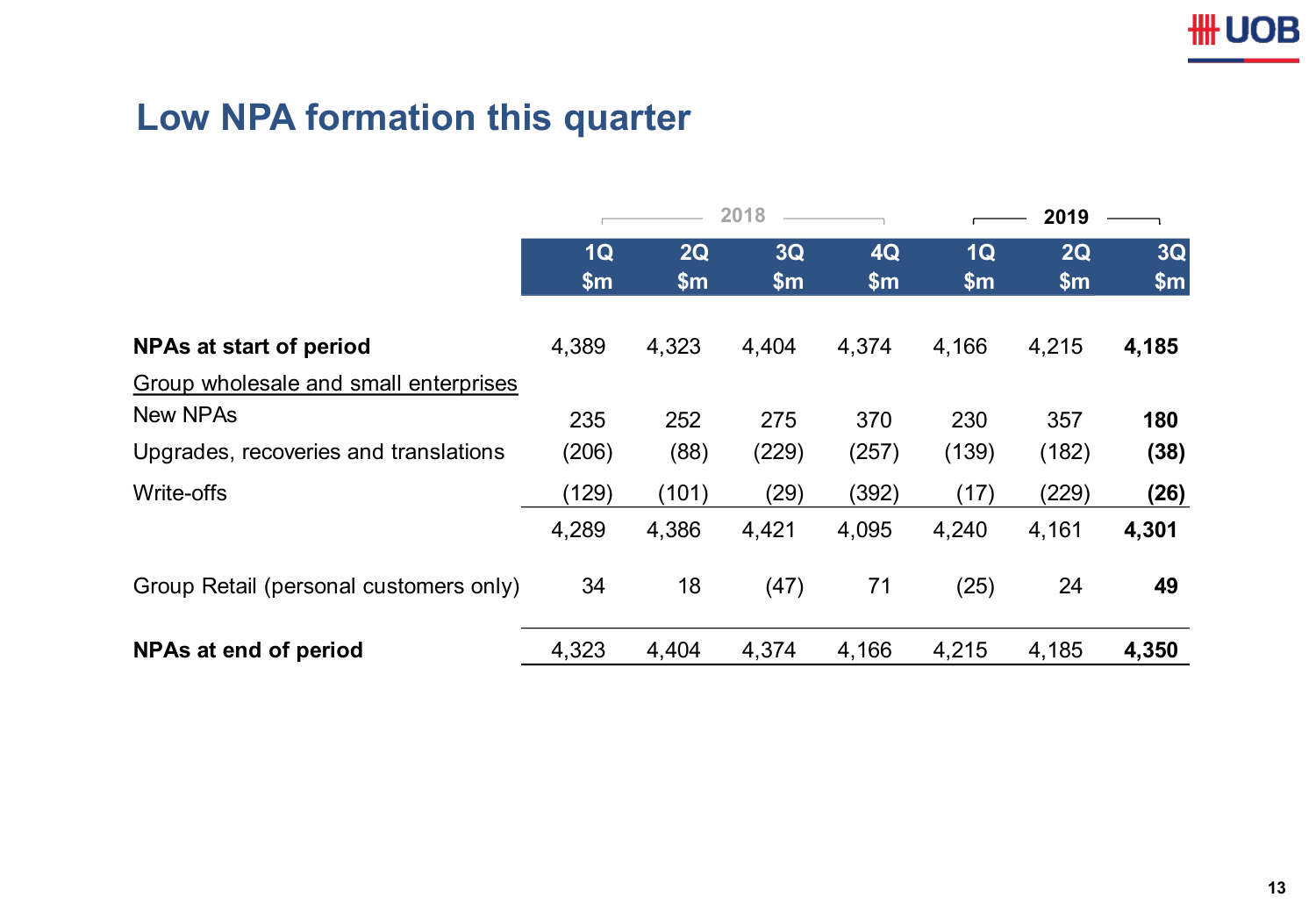# Low NPA formation this quarter

| | 2018 | | | | 2019 | | |
|---|---|---|---|---|---|---|---|
| | 1Q $m | 2Q $m | 3Q $m | 4Q $m | 1Q $m | 2Q $m | 3Q $m |
| **NPAs at start of period** | 4,389 | 4,323 | 4,404 | 4,374 | 4,166 | 4,215 | **4,185** |
| Group wholesale and small enterprises | | | | | | | |
| New NPAs | 235 | 252 | 275 | 370 | 230 | 357 | **180** |
| Upgrades, recoveries and translations | (206) | (88) | (229) | (257) | (139) | (182) | **(38)** |
| Write-offs | (129) | (101) | (29) | (392) | (17) | (229) | **(26)** |
| | 4,289 | 4,386 | 4,421 | 4,095 | 4,240 | 4,161 | **4,301** |
| Group Retail (personal customers only) | 34 | 18 | (47) | 71 | (25) | 24 | **49** |
| **NPAs at end of period** | 4,323 | 4,404 | 4,374 | 4,166 | 4,215 | 4,185 | **4,350** |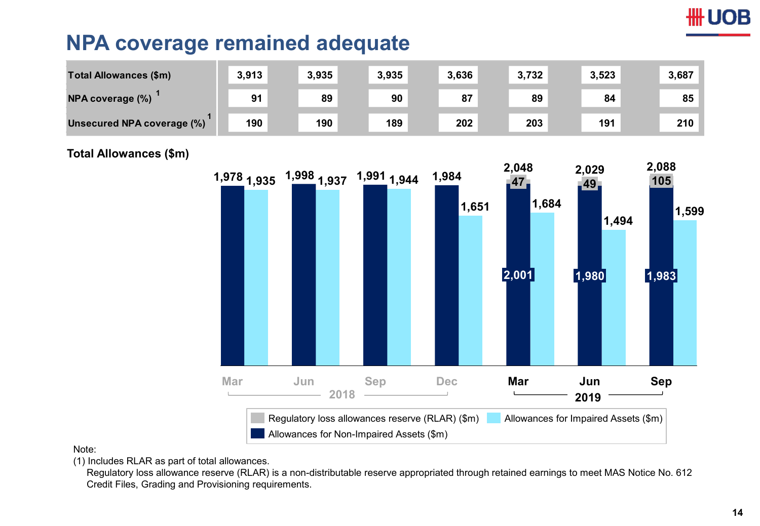# NPA coverage remained adequate

| | Mar 2018 | Jun 2018 | Sep 2018 | Dec 2018 | Mar 2019 | Jun 2019 | Sep 2019 |
|---|---|---|---|---|---|---|---|
| Total Allowances ($m) | 3,913 | 3,935 | 3,935 | 3,636 | 3,732 | 3,523 | 3,687 |
| NPA coverage (%) [1] | 91 | 89 | 90 | 87 | 89 | 84 | 85 |
| Unsecured NPA coverage (%) [1] | 190 | 190 | 189 | 202 | 203 | 191 | 210 |

**Total Allowances ($m)**

| | Mar 2018 | Jun 2018 | Sep 2018 | Dec 2018 | Mar 2019 | Jun 2019 | Sep 2019 |
|---|---|---|---|---|---|---|---|
| Allowances for Non-Impaired Assets ($m) | 1,978 | 1,998 | 1,991 | 1,984 | 2,001 | 1,980 | 1,983 |
| Regulatory loss allowances reserve (RLAR) ($m) | | | | | 47 | 49 | 105 |
| Non-Impaired Assets + RLAR ($m) | | | | | 2,048 | 2,029 | 2,088 |
| Allowances for Impaired Assets ($m) | 1,935 | 1,937 | 1,944 | 1,651 | 1,684 | 1,494 | 1,599 |

Note:

(1) Includes RLAR as part of total allowances.

Regulatory loss allowance reserve (RLAR) is a non-distributable reserve appropriated through retained earnings to meet MAS Notice No. 612 Credit Files, Grading and Provisioning requirements.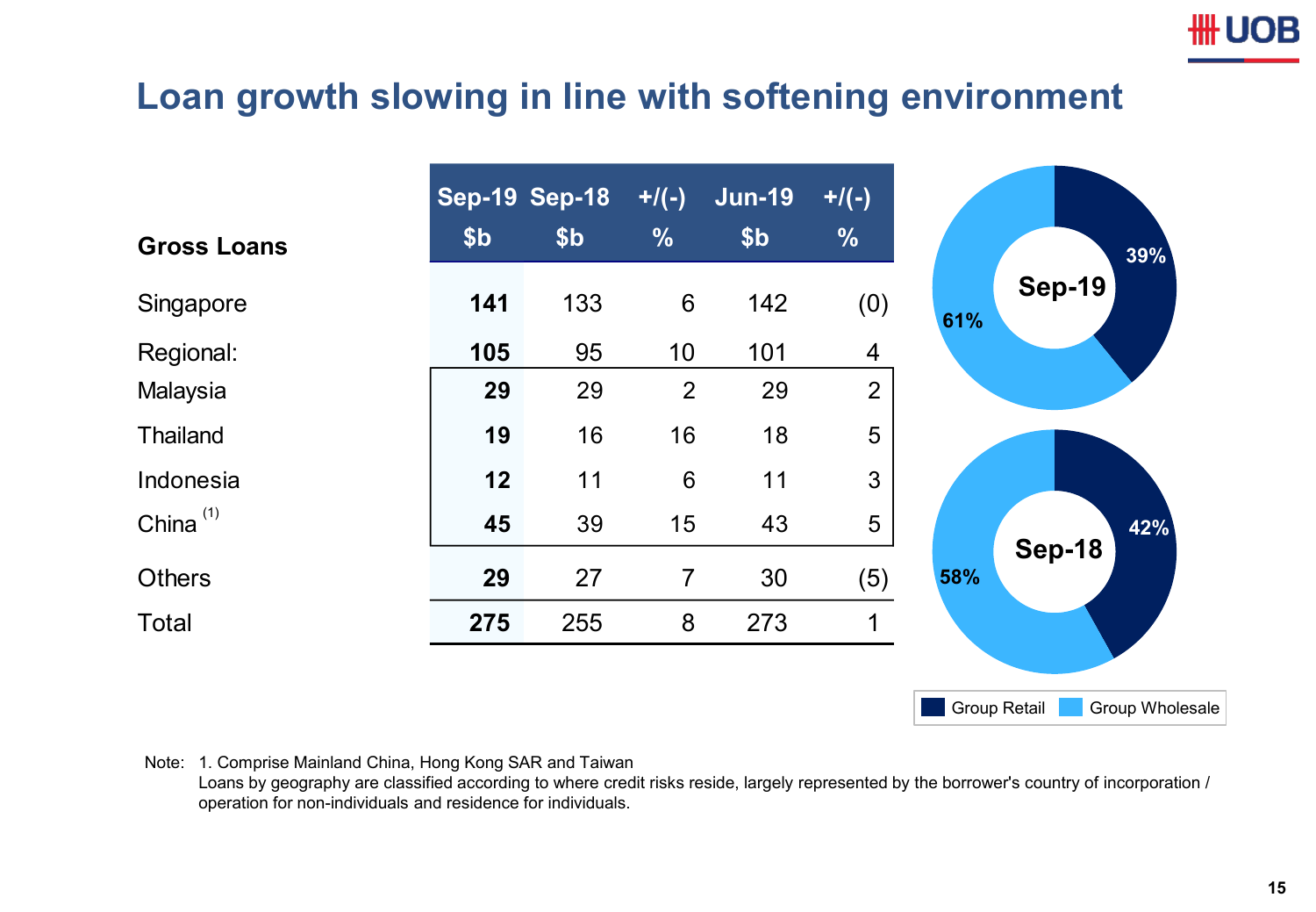# Loan growth slowing in line with softening environment

| Gross Loans | Sep-19 $b | Sep-18 $b | +/(-) % | Jun-19 $b | +/(-) % |
|---|---|---|---|---|---|
| Singapore | **141** | 133 | 6 | 142 | (0) |
| Regional: | **105** | 95 | 10 | 101 | 4 |
| Malaysia | **29** | 29 | 2 | 29 | 2 |
| Thailand | **19** | 16 | 16 | 18 | 5 |
| Indonesia | **12** | 11 | 6 | 11 | 3 |
| China [1] | **45** | 39 | 15 | 43 | 5 |
| Others | **29** | 27 | 7 | 30 | (5) |
| Total | **275** | 255 | 8 | 273 | 1 |

**Sep-19**: Group Retail 39%, Group Wholesale 61%

**Sep-18**: Group Retail 42%, Group Wholesale 58%

Note: 1. Comprise Mainland China, Hong Kong SAR and Taiwan
Loans by geography are classified according to where credit risks reside, largely represented by the borrower's country of incorporation / operation for non-individuals and residence for individuals.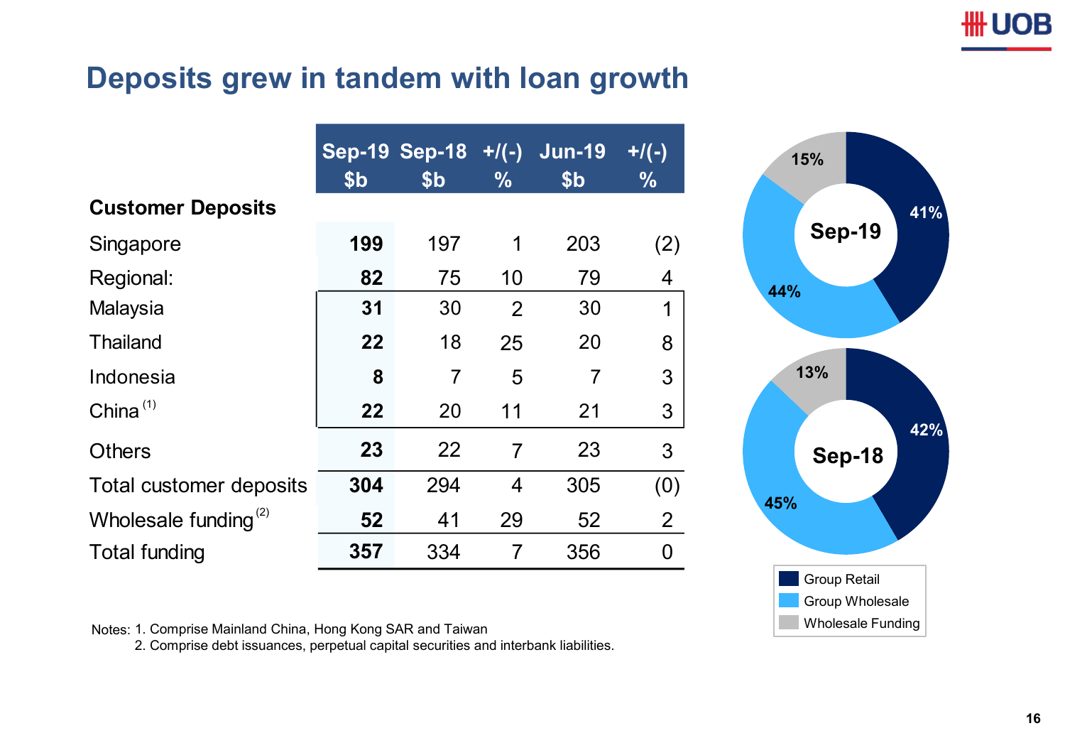# Deposits grew in tandem with loan growth

| | Sep-19 $b | Sep-18 $b | +/(-) % | Jun-19 $b | +/(-) % |
|---|---|---|---|---|---|
| **Customer Deposits** | | | | | |
| Singapore | **199** | 197 | 1 | 203 | (2) |
| Regional: | **82** | 75 | 10 | 79 | 4 |
| Malaysia | **31** | 30 | 2 | 30 | 1 |
| Thailand | **22** | 18 | 25 | 20 | 8 |
| Indonesia | **8** | 7 | 5 | 7 | 3 |
| China [1] | **22** | 20 | 11 | 21 | 3 |
| Others | **23** | 22 | 7 | 23 | 3 |
| Total customer deposits | **304** | 294 | 4 | 305 | (0) |
| Wholesale funding [2] | **52** | 41 | 29 | 52 | 2 |
| Total funding | **357** | 334 | 7 | 356 | 0 |

**Sep-19**

| Segment | % |
|---|---|
| Group Retail | 41% |
| Group Wholesale | 44% |
| Wholesale Funding | 15% |

**Sep-18**

| Segment | % |
|---|---|
| Group Retail | 42% |
| Group Wholesale | 45% |
| Wholesale Funding | 13% |

Notes: 1. Comprise Mainland China, Hong Kong SAR and Taiwan
2. Comprise debt issuances, perpetual capital securities and interbank liabilities.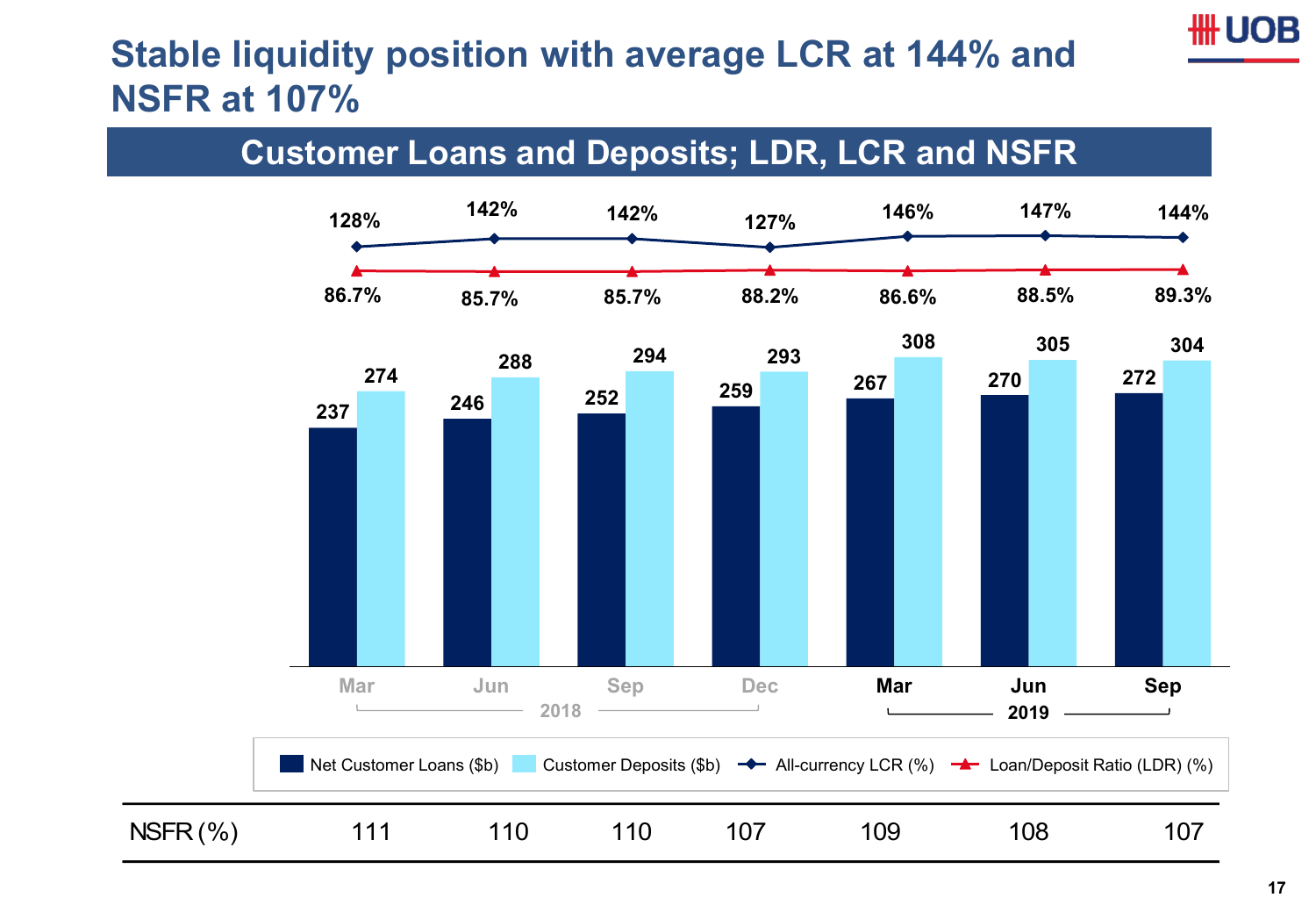# Stable liquidity position with average LCR at 144% and NSFR at 107%

## Customer Loans and Deposits; LDR, LCR and NSFR

| | Mar 2018 | Jun 2018 | Sep 2018 | Dec 2018 | Mar 2019 | Jun 2019 | Sep 2019 |
|---|---|---|---|---|---|---|---|
| Net Customer Loans ($b) | 237 | 246 | 252 | 259 | 267 | 270 | 272 |
| Customer Deposits ($b) | 274 | 288 | 294 | 293 | 308 | 305 | 304 |
| All-currency LCR (%) | 128% | 142% | 142% | 127% | 146% | 147% | 144% |
| Loan/Deposit Ratio (LDR) (%) | 86.7% | 85.7% | 85.7% | 88.2% | 86.6% | 88.5% | 89.3% |
| NSFR (%) | 111 | 110 | 110 | 107 | 109 | 108 | 107 |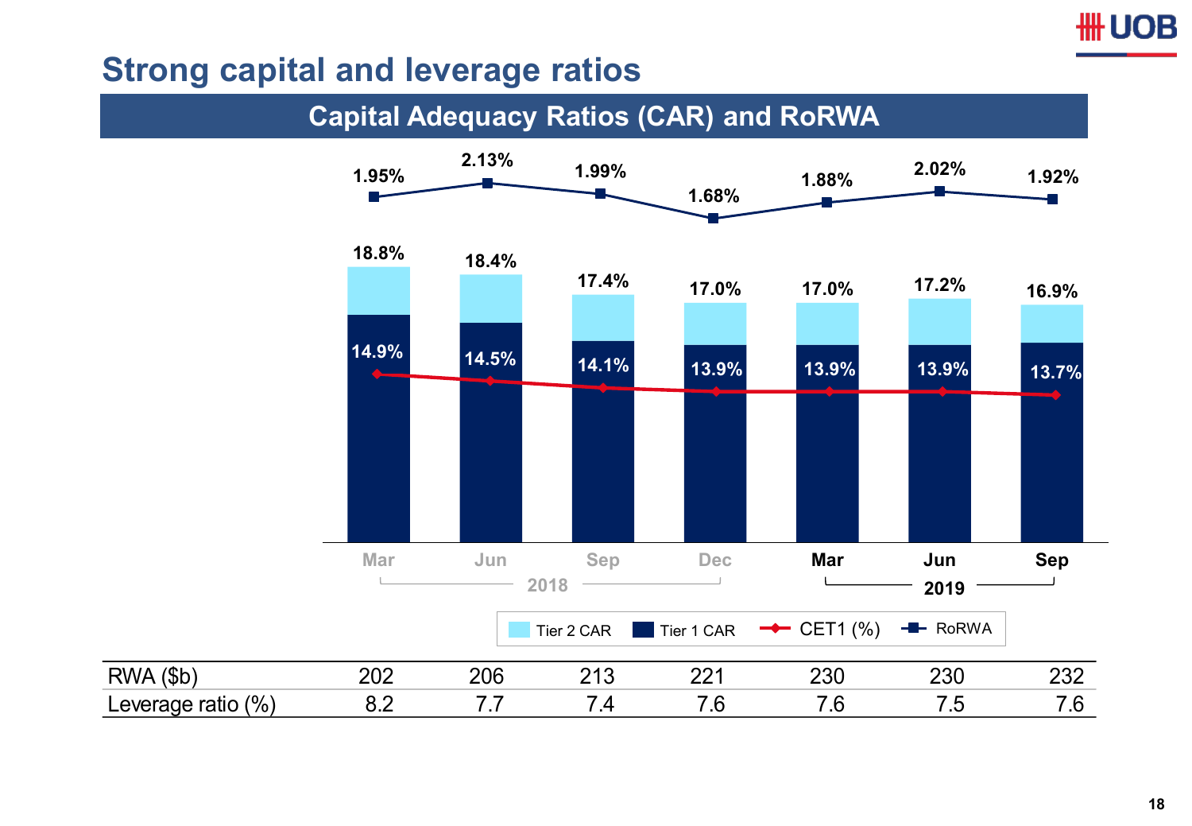# Strong capital and leverage ratios

## Capital Adequacy Ratios (CAR) and RoRWA

| | Mar 2018 | Jun 2018 | Sep 2018 | Dec 2018 | Mar 2019 | Jun 2019 | Sep 2019 |
|---|---|---|---|---|---|---|---|
| RoRWA | 1.95% | 2.13% | 1.99% | 1.68% | 1.88% | 2.02% | 1.92% |
| Total CAR (Tier 1 + Tier 2) | 18.8% | 18.4% | 17.4% | 17.0% | 17.0% | 17.2% | 16.9% |
| Tier 1 CAR | 14.9% | 14.5% | 14.1% | 13.9% | 13.9% | 13.9% | 13.7% |

Legend: Tier 2 CAR, Tier 1 CAR, CET1 (%), RoRWA

| | Mar 2018 | Jun 2018 | Sep 2018 | Dec 2018 | Mar 2019 | Jun 2019 | Sep 2019 |
|---|---|---|---|---|---|---|---|
| RWA ($b) | 202 | 206 | 213 | 221 | 230 | 230 | 232 |
| Leverage ratio (%) | 8.2 | 7.7 | 7.4 | 7.6 | 7.6 | 7.5 | 7.6 |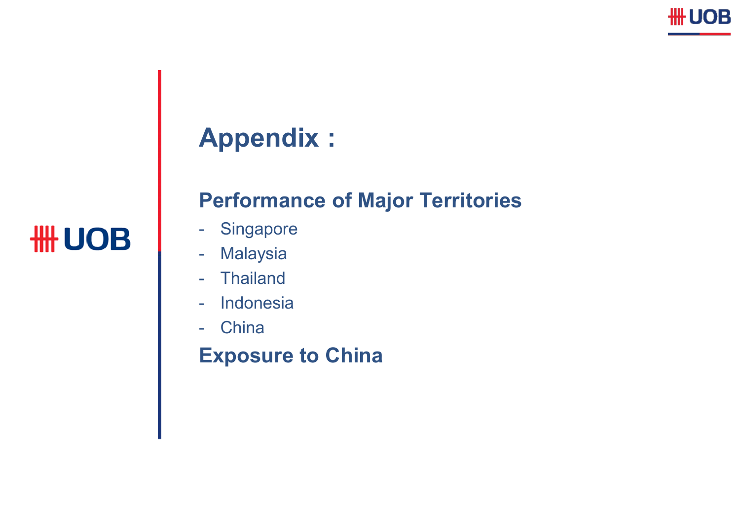# Appendix :

## Performance of Major Territories

- Singapore
- Malaysia
- Thailand
- Indonesia
- China

## Exposure to China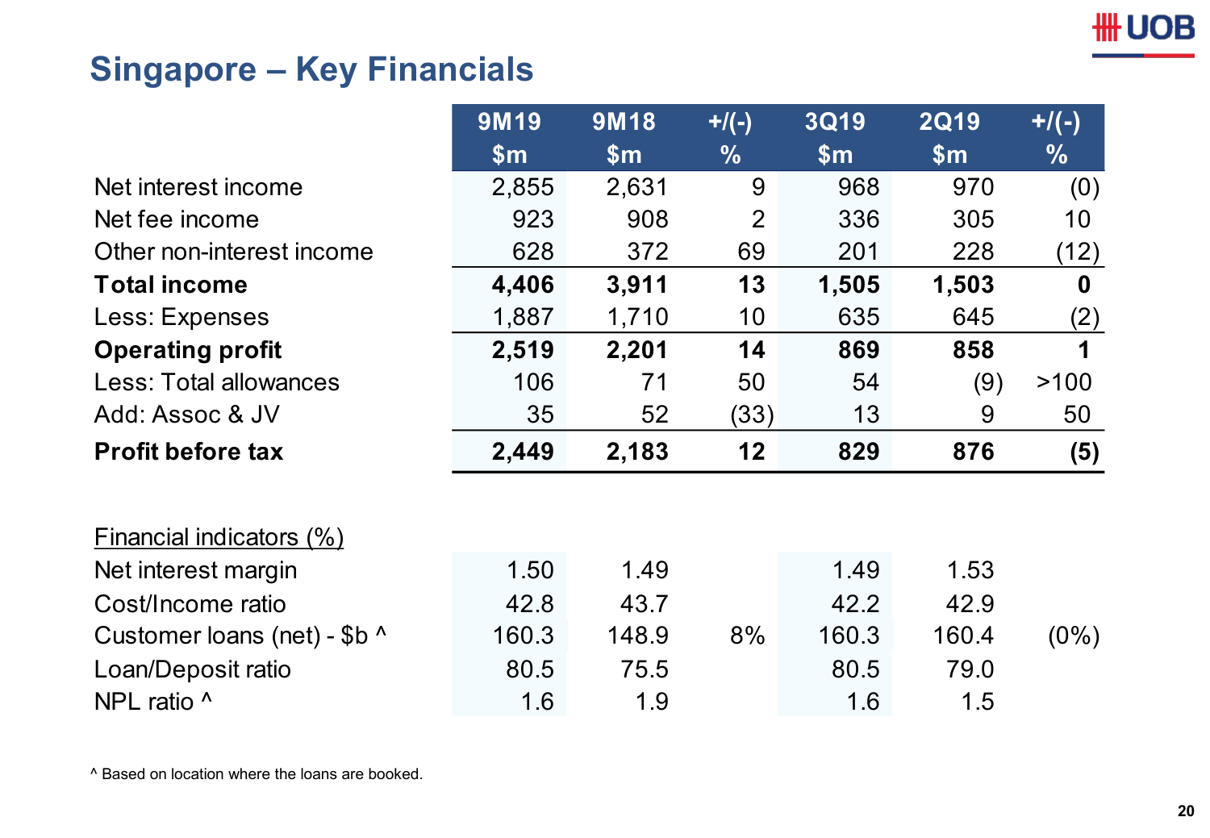# Singapore – Key Financials

| | 9M19 $m | 9M18 $m | +/(-) % | 3Q19 $m | 2Q19 $m | +/(-) % |
|---|---|---|---|---|---|---|
| Net interest income | 2,855 | 2,631 | 9 | 968 | 970 | (0) |
| Net fee income | 923 | 908 | 2 | 336 | 305 | 10 |
| Other non-interest income | 628 | 372 | 69 | 201 | 228 | (12) |
| **Total income** | **4,406** | **3,911** | **13** | **1,505** | **1,503** | **0** |
| Less: Expenses | 1,887 | 1,710 | 10 | 635 | 645 | (2) |
| **Operating profit** | **2,519** | **2,201** | **14** | **869** | **858** | **1** |
| Less: Total allowances | 106 | 71 | 50 | 54 | (9) | >100 |
| Add: Assoc & JV | 35 | 52 | (33) | 13 | 9 | 50 |
| **Profit before tax** | **2,449** | **2,183** | **12** | **829** | **876** | **(5)** |
| | | | | | | |
| Financial indicators (%) | | | | | | |
| Net interest margin | 1.50 | 1.49 | | 1.49 | 1.53 | |
| Cost/Income ratio | 42.8 | 43.7 | | 42.2 | 42.9 | |
| Customer loans (net) - $b ^ | 160.3 | 148.9 | 8% | 160.3 | 160.4 | (0%) |
| Loan/Deposit ratio | 80.5 | 75.5 | | 80.5 | 79.0 | |
| NPL ratio ^ | 1.6 | 1.9 | | 1.6 | 1.5 | |

^ Based on location where the loans are booked.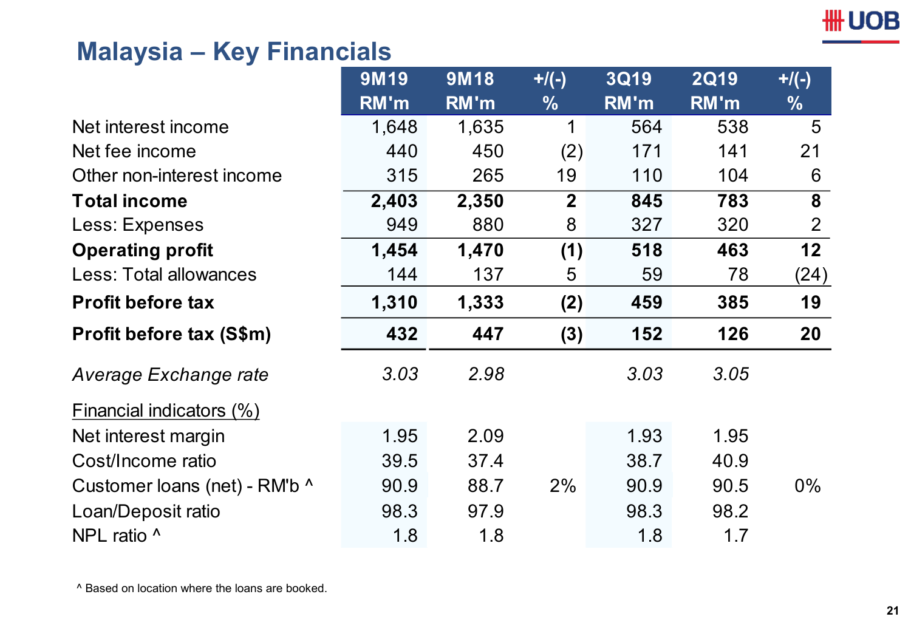# Malaysia – Key Financials

| | 9M19 RM'm | 9M18 RM'm | +/(-) % | 3Q19 RM'm | 2Q19 RM'm | +/(-) % |
|---|---|---|---|---|---|---|
| Net interest income | 1,648 | 1,635 | 1 | 564 | 538 | 5 |
| Net fee income | 440 | 450 | (2) | 171 | 141 | 21 |
| Other non-interest income | 315 | 265 | 19 | 110 | 104 | 6 |
| **Total income** | **2,403** | **2,350** | **2** | **845** | **783** | **8** |
| Less: Expenses | 949 | 880 | 8 | 327 | 320 | 2 |
| **Operating profit** | **1,454** | **1,470** | **(1)** | **518** | **463** | **12** |
| Less: Total allowances | 144 | 137 | 5 | 59 | 78 | (24) |
| **Profit before tax** | **1,310** | **1,333** | **(2)** | **459** | **385** | **19** |
| **Profit before tax (S$m)** | **432** | **447** | **(3)** | **152** | **126** | **20** |
| *Average Exchange rate* | *3.03* | *2.98* | | *3.03* | *3.05* | |
| Financial indicators (%) | | | | | | |
| Net interest margin | 1.95 | 2.09 | | 1.93 | 1.95 | |
| Cost/Income ratio | 39.5 | 37.4 | | 38.7 | 40.9 | |
| Customer loans (net) - RM'b ^ | 90.9 | 88.7 | 2% | 90.9 | 90.5 | 0% |
| Loan/Deposit ratio | 98.3 | 97.9 | | 98.3 | 98.2 | |
| NPL ratio ^ | 1.8 | 1.8 | | 1.8 | 1.7 | |

^ Based on location where the loans are booked.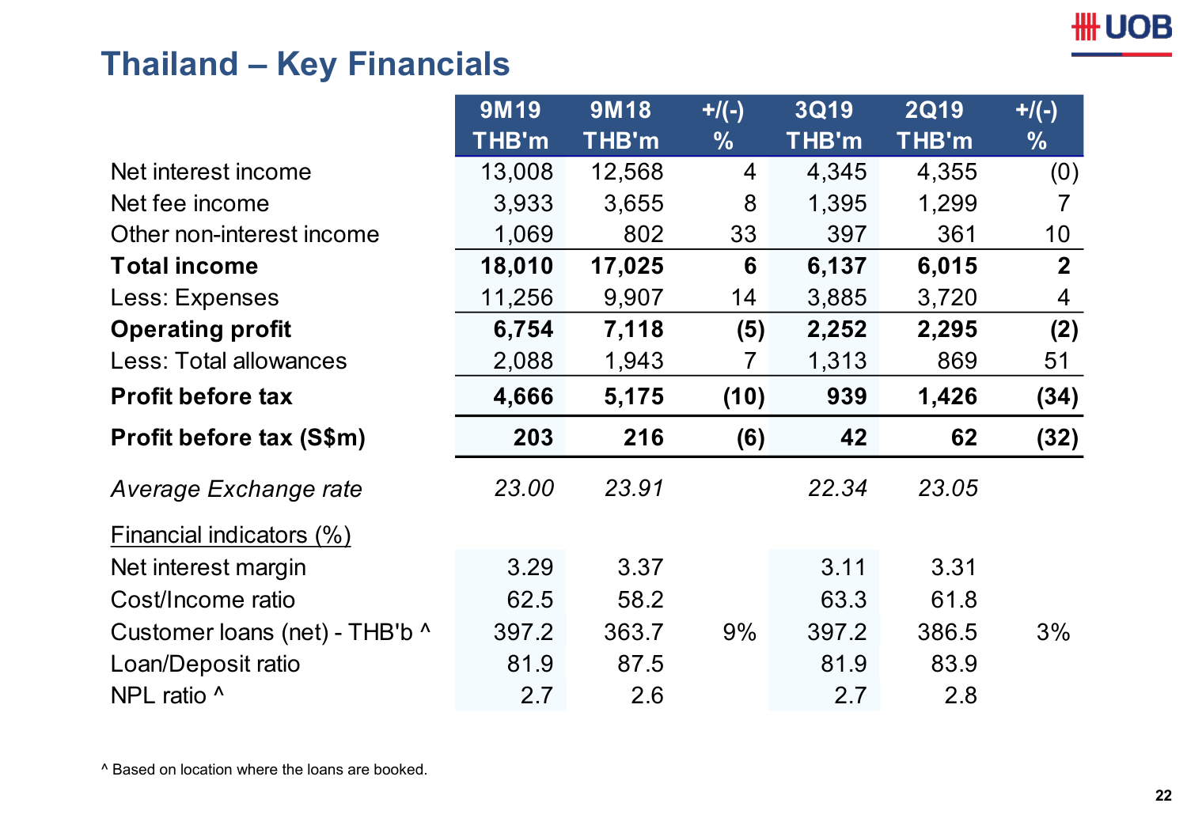# Thailand – Key Financials

| | 9M19 THB'm | 9M18 THB'm | +/(-) % | 3Q19 THB'm | 2Q19 THB'm | +/(-) % |
|---|---|---|---|---|---|---|
| Net interest income | 13,008 | 12,568 | 4 | 4,345 | 4,355 | (0) |
| Net fee income | 3,933 | 3,655 | 8 | 1,395 | 1,299 | 7 |
| Other non-interest income | 1,069 | 802 | 33 | 397 | 361 | 10 |
| **Total income** | **18,010** | **17,025** | **6** | **6,137** | **6,015** | **2** |
| Less: Expenses | 11,256 | 9,907 | 14 | 3,885 | 3,720 | 4 |
| **Operating profit** | **6,754** | **7,118** | **(5)** | **2,252** | **2,295** | **(2)** |
| Less: Total allowances | 2,088 | 1,943 | 7 | 1,313 | 869 | 51 |
| **Profit before tax** | **4,666** | **5,175** | **(10)** | **939** | **1,426** | **(34)** |
| **Profit before tax (S$m)** | **203** | **216** | **(6)** | **42** | **62** | **(32)** |
| *Average Exchange rate* | *23.00* | *23.91* | | *22.34* | *23.05* | |
| Financial indicators (%) | | | | | | |
| Net interest margin | 3.29 | 3.37 | | 3.11 | 3.31 | |
| Cost/Income ratio | 62.5 | 58.2 | | 63.3 | 61.8 | |
| Customer loans (net) - THB'b ^ | 397.2 | 363.7 | 9% | 397.2 | 386.5 | 3% |
| Loan/Deposit ratio | 81.9 | 87.5 | | 81.9 | 83.9 | |
| NPL ratio ^ | 2.7 | 2.6 | | 2.7 | 2.8 | |

^ Based on location where the loans are booked.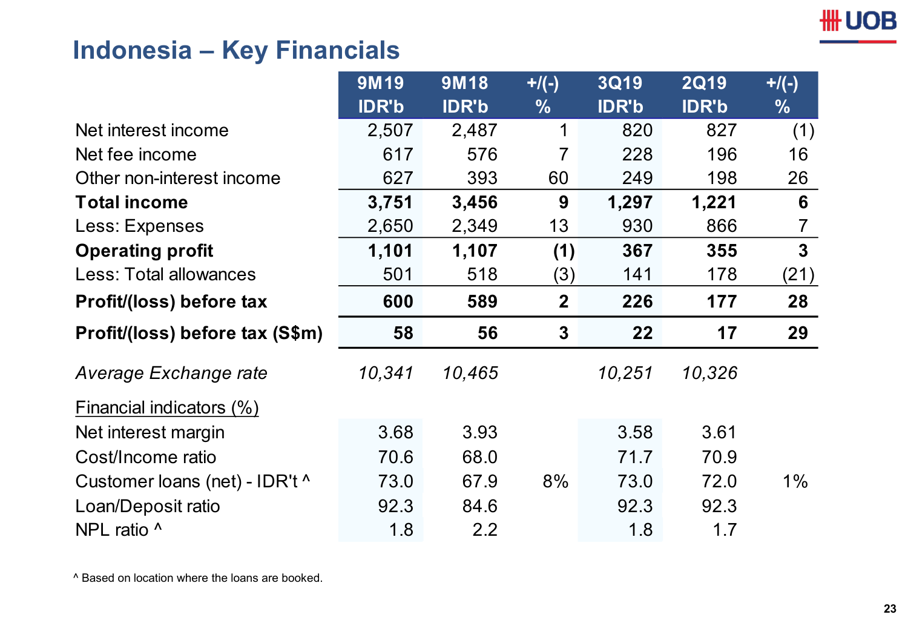# Indonesia – Key Financials

| | 9M19 IDR'b | 9M18 IDR'b | +/(-) % | 3Q19 IDR'b | 2Q19 IDR'b | +/(-) % |
|---|---|---|---|---|---|---|
| Net interest income | 2,507 | 2,487 | 1 | 820 | 827 | (1) |
| Net fee income | 617 | 576 | 7 | 228 | 196 | 16 |
| Other non-interest income | 627 | 393 | 60 | 249 | 198 | 26 |
| **Total income** | **3,751** | **3,456** | **9** | **1,297** | **1,221** | **6** |
| Less: Expenses | 2,650 | 2,349 | 13 | 930 | 866 | 7 |
| **Operating profit** | **1,101** | **1,107** | **(1)** | **367** | **355** | **3** |
| Less: Total allowances | 501 | 518 | (3) | 141 | 178 | (21) |
| **Profit/(loss) before tax** | **600** | **589** | **2** | **226** | **177** | **28** |
| **Profit/(loss) before tax (S$m)** | **58** | **56** | **3** | **22** | **17** | **29** |
| *Average Exchange rate* | *10,341* | *10,465* | | *10,251* | *10,326* | |
| Financial indicators (%) | | | | | | |
| Net interest margin | 3.68 | 3.93 | | 3.58 | 3.61 | |
| Cost/Income ratio | 70.6 | 68.0 | | 71.7 | 70.9 | |
| Customer loans (net) - IDR't ^ | 73.0 | 67.9 | 8% | 73.0 | 72.0 | 1% |
| Loan/Deposit ratio | 92.3 | 84.6 | | 92.3 | 92.3 | |
| NPL ratio ^ | 1.8 | 2.2 | | 1.8 | 1.7 | |

^ Based on location where the loans are booked.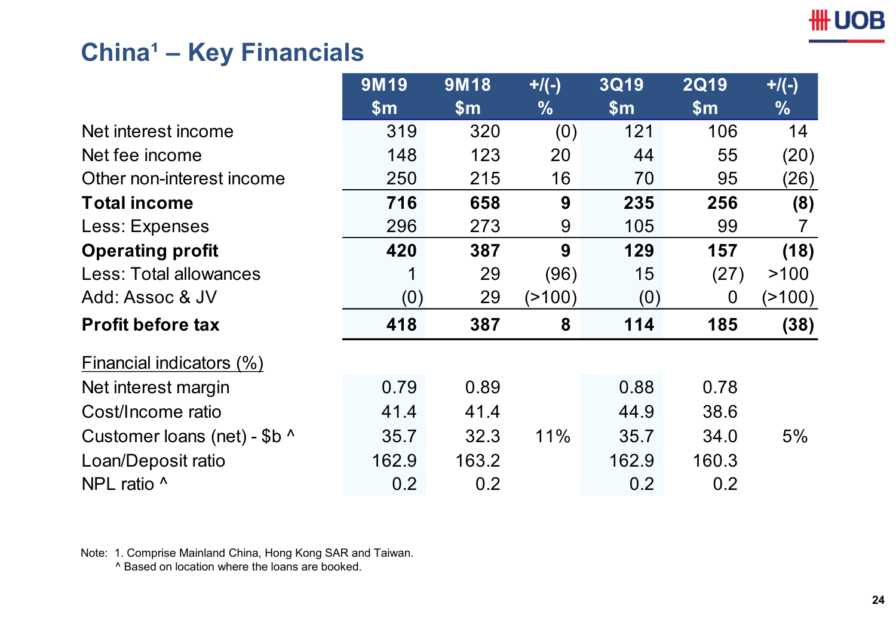# China[1] – Key Financials

| | 9M19 $m | 9M18 $m | +/(-) % | 3Q19 $m | 2Q19 $m | +/(-) % |
|---|---|---|---|---|---|---|
| Net interest income | 319 | 320 | (0) | 121 | 106 | 14 |
| Net fee income | 148 | 123 | 20 | 44 | 55 | (20) |
| Other non-interest income | 250 | 215 | 16 | 70 | 95 | (26) |
| **Total income** | **716** | **658** | **9** | **235** | **256** | **(8)** |
| Less: Expenses | 296 | 273 | 9 | 105 | 99 | 7 |
| **Operating profit** | **420** | **387** | **9** | **129** | **157** | **(18)** |
| Less: Total allowances | 1 | 29 | (96) | 15 | (27) | >100 |
| Add: Assoc & JV | (0) | 29 | (>100) | (0) | 0 | (>100) |
| **Profit before tax** | **418** | **387** | **8** | **114** | **185** | **(38)** |
| Financial indicators (%) | | | | | | |
| Net interest margin | 0.79 | 0.89 | | 0.88 | 0.78 | |
| Cost/Income ratio | 41.4 | 41.4 | | 44.9 | 38.6 | |
| Customer loans (net) - $b ^ | 35.7 | 32.3 | 11% | 35.7 | 34.0 | 5% |
| Loan/Deposit ratio | 162.9 | 163.2 | | 162.9 | 160.3 | |
| NPL ratio ^ | 0.2 | 0.2 | | 0.2 | 0.2 | |

Note: 1. Comprise Mainland China, Hong Kong SAR and Taiwan.
^ Based on location where the loans are booked.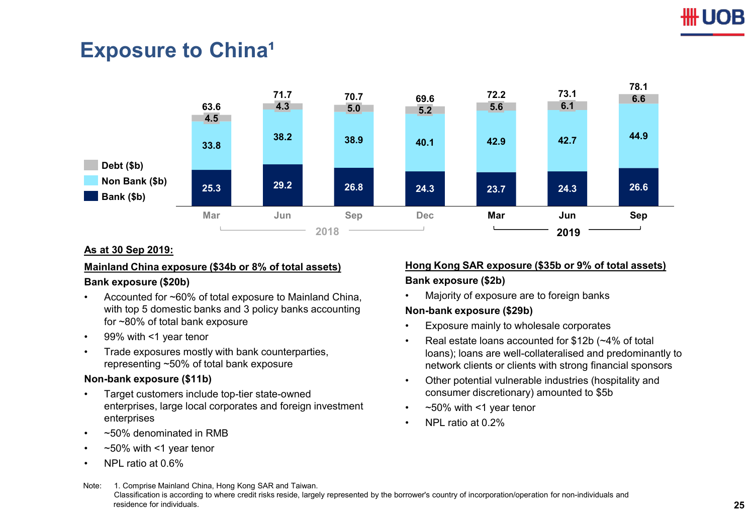# Exposure to China[1]

Debt ($b)
Non Bank ($b)
Bank ($b)

Mar 2018: 63.6 — 4.5 / 33.8 / 25.3
Jun 2018: 71.7 — 4.3 / 38.2 / 29.2
Sep 2018: 70.7 — 5.0 / 38.9 / 26.8
Dec 2018: 69.6 — 5.2 / 40.1 / 24.3
Mar 2019: 72.2 — 5.6 / 42.9 / 23.7
Jun 2019: 73.1 — 6.1 / 42.7 / 24.3
Sep 2019: 78.1 — 6.6 / 44.9 / 26.6

**As at 30 Sep 2019:**

**Mainland China exposure ($34b or 8% of total assets)**

**Bank exposure ($20b)**

- Accounted for ~60% of total exposure to Mainland China, with top 5 domestic banks and 3 policy banks accounting for ~80% of total bank exposure
- 99% with <1 year tenor
- Trade exposures mostly with bank counterparties, representing ~50% of total bank exposure

**Non-bank exposure ($11b)**

- Target customers include top-tier state-owned enterprises, large local corporates and foreign investment enterprises
- ~50% denominated in RMB
- ~50% with <1 year tenor
- NPL ratio at 0.6%

**Hong Kong SAR exposure ($35b or 9% of total assets)**

**Bank exposure ($2b)**

- Majority of exposure are to foreign banks

**Non-bank exposure ($29b)**

- Exposure mainly to wholesale corporates
- Real estate loans accounted for $12b (~4% of total loans); loans are well-collateralised and predominantly to network clients or clients with strong financial sponsors
- Other potential vulnerable industries (hospitality and consumer discretionary) amounted to $5b
- ~50% with <1 year tenor
- NPL ratio at 0.2%

Note: 1. Comprise Mainland China, Hong Kong SAR and Taiwan.
Classification is according to where credit risks reside, largely represented by the borrower's country of incorporation/operation for non-individuals and residence for individuals.